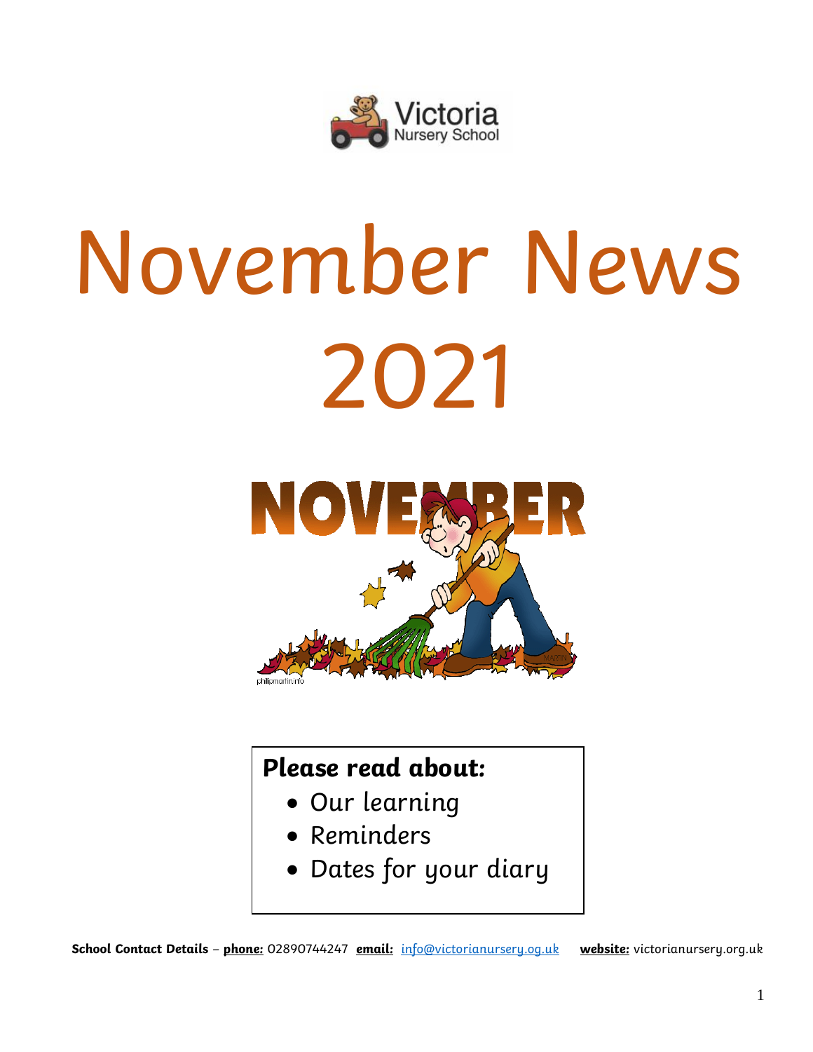Victoria Nursery School

# November News 2021

NOVEMBER

**Please read about:**

- Our learning
- Reminders
- Dates for your diary

**School Contact Details** – **phone:** 02890744247 **email:** info@victorianursery.og.uk **website:** victorianursery.org.uk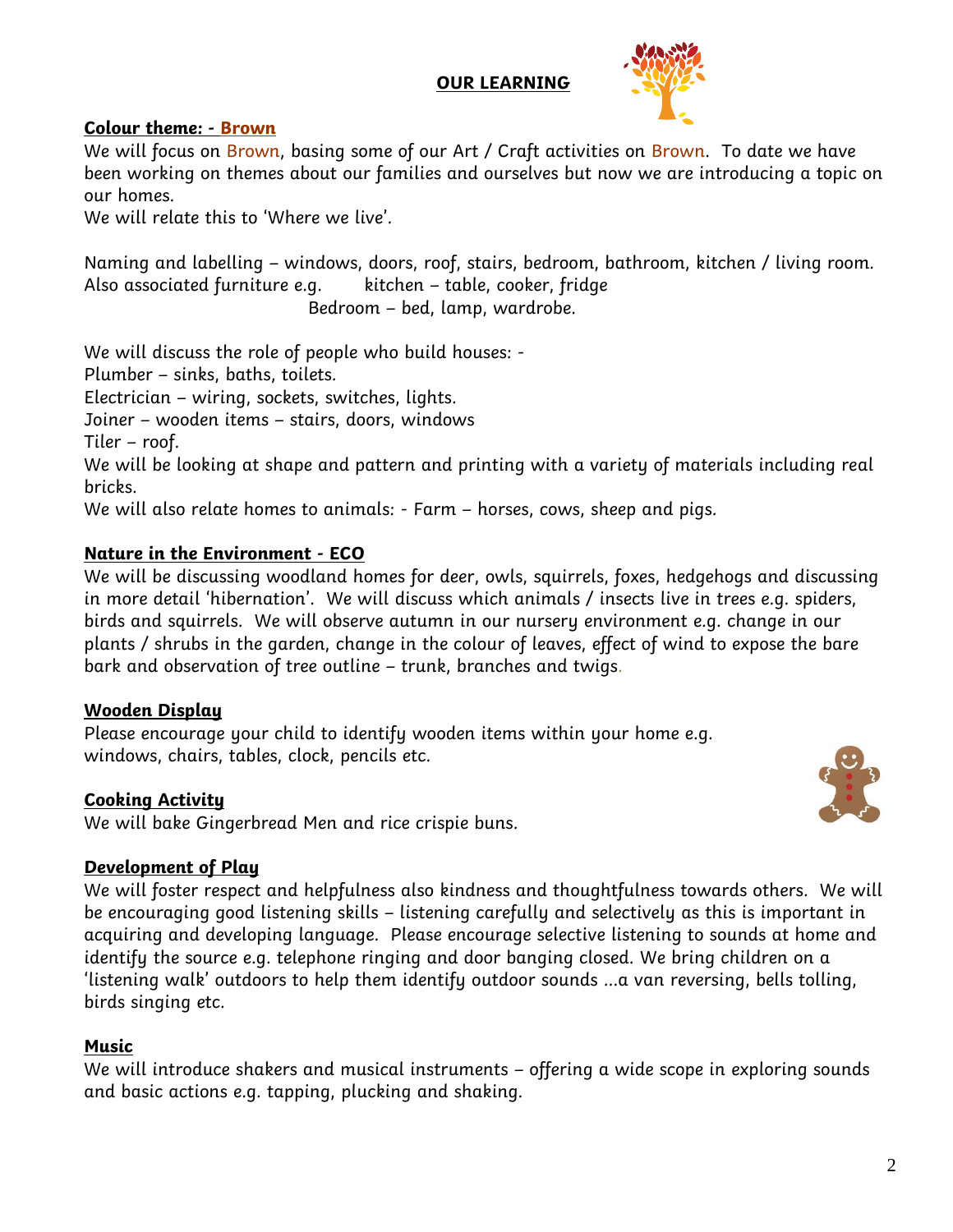## OUR LEARNING

### Colour theme: - Brown

We will focus on Brown, basing some of our Art / Craft activities on Brown. To date we have been working on themes about our families and ourselves but now we are introducing a topic on our homes.
We will relate this to 'Where we live'.

Naming and labelling – windows, doors, roof, stairs, bedroom, bathroom, kitchen / living room.
Also associated furniture e.g. kitchen – table, cooker, fridge
Bedroom – bed, lamp, wardrobe.

We will discuss the role of people who build houses: -
Plumber – sinks, baths, toilets.
Electrician – wiring, sockets, switches, lights.
Joiner – wooden items – stairs, doors, windows
Tiler – roof.
We will be looking at shape and pattern and printing with a variety of materials including real bricks.
We will also relate homes to animals: - Farm – horses, cows, sheep and pigs.

### Nature in the Environment - ECO

We will be discussing woodland homes for deer, owls, squirrels, foxes, hedgehogs and discussing in more detail 'hibernation'. We will discuss which animals / insects live in trees e.g. spiders, birds and squirrels. We will observe autumn in our nursery environment e.g. change in our plants / shrubs in the garden, change in the colour of leaves, effect of wind to expose the bare bark and observation of tree outline – trunk, branches and twigs.

### Wooden Display

Please encourage your child to identify wooden items within your home e.g. windows, chairs, tables, clock, pencils etc.

### Cooking Activity

We will bake Gingerbread Men and rice crispie buns.

### Development of Play

We will foster respect and helpfulness also kindness and thoughtfulness towards others. We will be encouraging good listening skills – listening carefully and selectively as this is important in acquiring and developing language. Please encourage selective listening to sounds at home and identify the source e.g. telephone ringing and door banging closed. We bring children on a 'listening walk' outdoors to help them identify outdoor sounds ...a van reversing, bells tolling, birds singing etc.

### Music

We will introduce shakers and musical instruments – offering a wide scope in exploring sounds and basic actions e.g. tapping, plucking and shaking.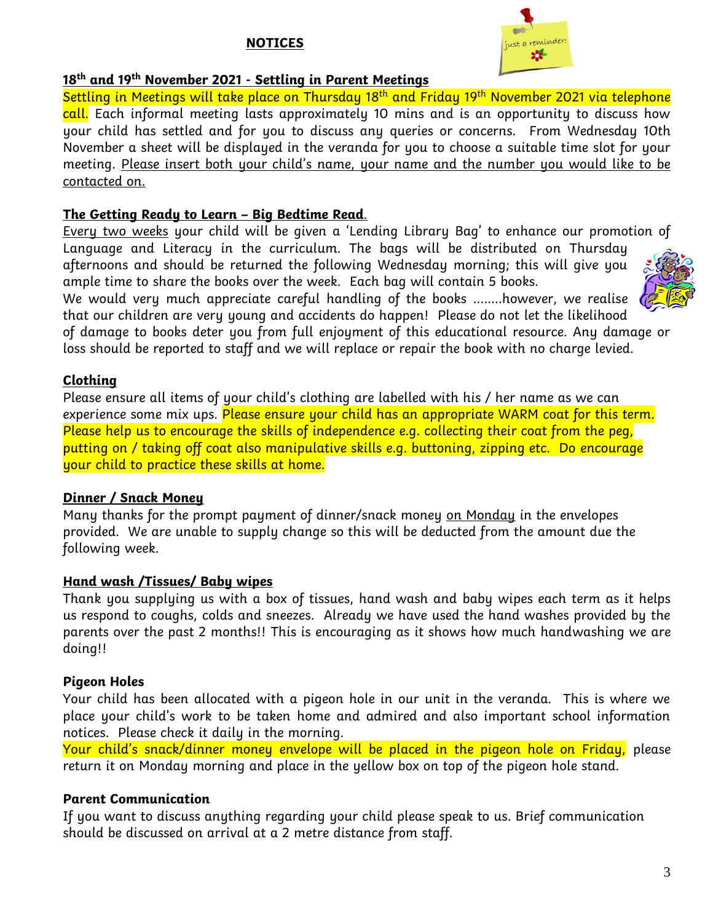## NOTICES

### 18th and 19th November 2021 - Settling in Parent Meetings

Settling in Meetings will take place on Thursday 18th and Friday 19th November 2021 via telephone call. Each informal meeting lasts approximately 10 mins and is an opportunity to discuss how your child has settled and for you to discuss any queries or concerns. From Wednesday 10th November a sheet will be displayed in the veranda for you to choose a suitable time slot for your meeting. Please insert both your child's name, your name and the number you would like to be contacted on.

### The Getting Ready to Learn – Big Bedtime Read.

Every two weeks your child will be given a 'Lending Library Bag' to enhance our promotion of Language and Literacy in the curriculum. The bags will be distributed on Thursday afternoons and should be returned the following Wednesday morning; this will give you ample time to share the books over the week. Each bag will contain 5 books.

We would very much appreciate careful handling of the books ……..however, we realise that our children are very young and accidents do happen! Please do not let the likelihood of damage to books deter you from full enjoyment of this educational resource. Any damage or loss should be reported to staff and we will replace or repair the book with no charge levied.

### Clothing

Please ensure all items of your child's clothing are labelled with his / her name as we can experience some mix ups. Please ensure your child has an appropriate WARM coat for this term. Please help us to encourage the skills of independence e.g. collecting their coat from the peg, putting on / taking off coat also manipulative skills e.g. buttoning, zipping etc. Do encourage your child to practice these skills at home.

### Dinner / Snack Money

Many thanks for the prompt payment of dinner/snack money on Monday in the envelopes provided. We are unable to supply change so this will be deducted from the amount due the following week.

### Hand wash /Tissues/ Baby wipes

Thank you supplying us with a box of tissues, hand wash and baby wipes each term as it helps us respond to coughs, colds and sneezes. Already we have used the hand washes provided by the parents over the past 2 months!! This is encouraging as it shows how much handwashing we are doing!!

### Pigeon Holes

Your child has been allocated with a pigeon hole in our unit in the veranda. This is where we place your child's work to be taken home and admired and also important school information notices. Please check it daily in the morning.

Your child's snack/dinner money envelope will be placed in the pigeon hole on Friday, please return it on Monday morning and place in the yellow box on top of the pigeon hole stand.

### Parent Communication

If you want to discuss anything regarding your child please speak to us. Brief communication should be discussed on arrival at a 2 metre distance from staff.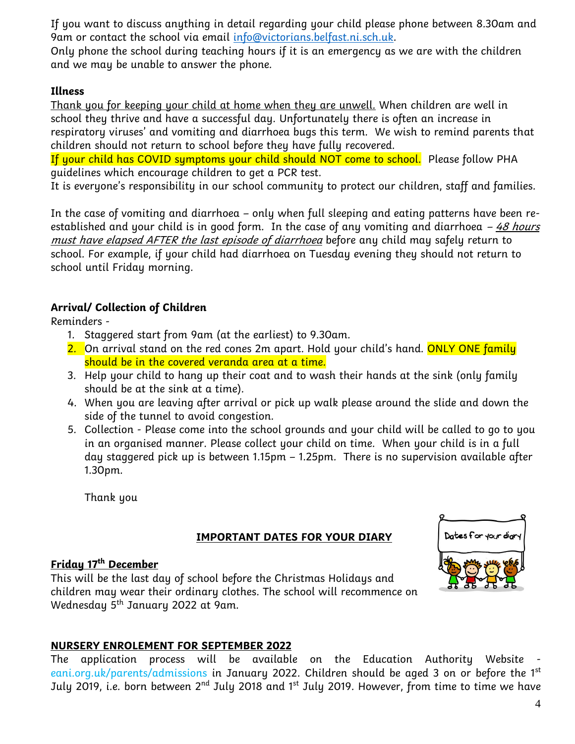If you want to discuss anything in detail regarding your child please phone between 8.30am and 9am or contact the school via email info@victorians.belfast.ni.sch.uk.
Only phone the school during teaching hours if it is an emergency as we are with the children and we may be unable to answer the phone.

**Illness**

Thank you for keeping your child at home when they are unwell. When children are well in school they thrive and have a successful day. Unfortunately there is often an increase in respiratory viruses' and vomiting and diarrhoea bugs this term. We wish to remind parents that children should not return to school before they have fully recovered.
If your child has COVID symptoms your child should NOT come to school. Please follow PHA guidelines which encourage children to get a PCR test.
It is everyone's responsibility in our school community to protect our children, staff and families.

In the case of vomiting and diarrhoea – only when full sleeping and eating patterns have been re-established and your child is in good form. In the case of any vomiting and diarrhoea – *48 hours must have elapsed AFTER the last episode of diarrhoea* before any child may safely return to school. For example, if your child had diarrhoea on Tuesday evening they should not return to school until Friday morning.

**Arrival/ Collection of Children**

Reminders -

1. Staggered start from 9am (at the earliest) to 9.30am.
2. On arrival stand on the red cones 2m apart. Hold your child's hand. ONLY ONE family should be in the covered veranda area at a time.
3. Help your child to hang up their coat and to wash their hands at the sink (only family should be at the sink at a time).
4. When you are leaving after arrival or pick up walk please around the slide and down the side of the tunnel to avoid congestion.
5. Collection - Please come into the school grounds and your child will be called to go to you in an organised manner. Please collect your child on time. When your child is in a full day staggered pick up is between 1.15pm – 1.25pm. There is no supervision available after 1.30pm.

Thank you

## IMPORTANT DATES FOR YOUR DIARY

**Friday 17th December**

This will be the last day of school before the Christmas Holidays and children may wear their ordinary clothes. The school will recommence on Wednesday 5th January 2022 at 9am.

## NURSERY ENROLEMENT FOR SEPTEMBER 2022

The application process will be available on the Education Authority Website - eani.org.uk/parents/admissions in January 2022. Children should be aged 3 on or before the 1st July 2019, i.e. born between 2nd July 2018 and 1st July 2019. However, from time to time we have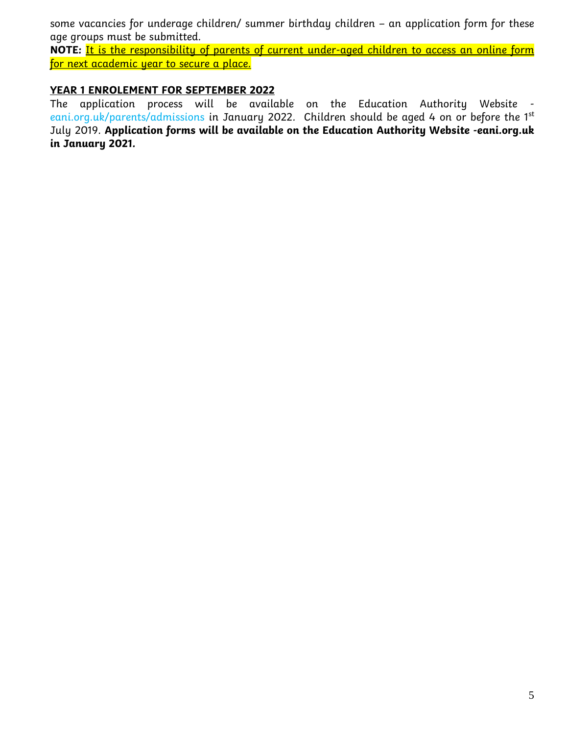some vacancies for underage children/ summer birthday children – an application form for these age groups must be submitted.

**NOTE:** <u>It is the responsibility of parents of current under-aged children to access an online form for next academic year to secure a place.</u>

## YEAR 1 ENROLEMENT FOR SEPTEMBER 2022

The application process will be available on the Education Authority Website - eani.org.uk/parents/admissions in January 2022. Children should be aged 4 on or before the 1st July 2019. **Application forms will be available on the Education Authority Website -eani.org.uk in January 2021.**